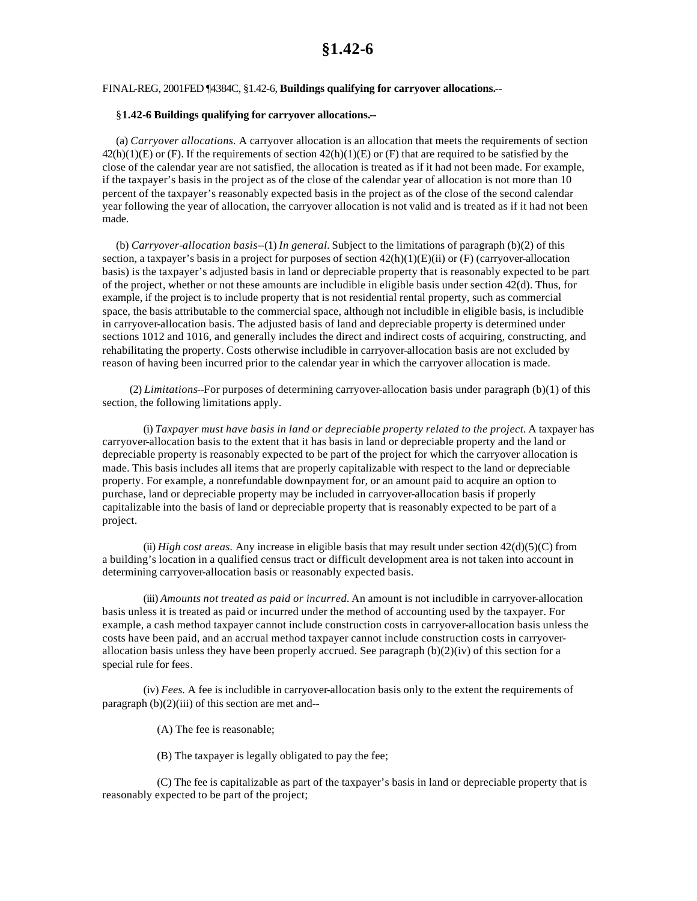# §1.42-6

FINAL-REG, 2001FED ¶4384C, §1.42-6, **Buildings qualifying for carryover allocations.**--

§**1.42-6 Buildings qualifying for carryover allocations.--**

(a) *Carryover allocations.* A carryover allocation is an allocation that meets the requirements of section 42(h)(1)(E) or (F). If the requirements of section 42(h)(1)(E) or (F) that are required to be satisfied by the close of the calendar year are not satisfied, the allocation is treated as if it had not been made. For example, if the taxpayer's basis in the project as of the close of the calendar year of allocation is not more than 10 percent of the taxpayer's reasonably expected basis in the project as of the close of the second calendar year following the year of allocation, the carryover allocation is not valid and is treated as if it had not been made.

(b) *Carryover-allocation basis*--(1) *In general.* Subject to the limitations of paragraph (b)(2) of this section, a taxpayer's basis in a project for purposes of section 42(h)(1)(E)(ii) or (F) (carryover-allocation basis) is the taxpayer's adjusted basis in land or depreciable property that is reasonably expected to be part of the project, whether or not these amounts are includible in eligible basis under section 42(d). Thus, for example, if the project is to include property that is not residential rental property, such as commercial space, the basis attributable to the commercial space, although not includible in eligible basis, is includible in carryover-allocation basis. The adjusted basis of land and depreciable property is determined under sections 1012 and 1016, and generally includes the direct and indirect costs of acquiring, constructing, and rehabilitating the property. Costs otherwise includible in carryover-allocation basis are not excluded by reason of having been incurred prior to the calendar year in which the carryover allocation is made.

(2) *Limitations*--For purposes of determining carryover-allocation basis under paragraph (b)(1) of this section, the following limitations apply.

(i) *Taxpayer must have basis in land or depreciable property related to the project.* A taxpayer has carryover-allocation basis to the extent that it has basis in land or depreciable property and the land or depreciable property is reasonably expected to be part of the project for which the carryover allocation is made. This basis includes all items that are properly capitalizable with respect to the land or depreciable property. For example, a nonrefundable downpayment for, or an amount paid to acquire an option to purchase, land or depreciable property may be included in carryover-allocation basis if properly capitalizable into the basis of land or depreciable property that is reasonably expected to be part of a project.

(ii) *High cost areas.* Any increase in eligible basis that may result under section 42(d)(5)(C) from a building's location in a qualified census tract or difficult development area is not taken into account in determining carryover-allocation basis or reasonably expected basis.

(iii) *Amounts not treated as paid or incurred.* An amount is not includible in carryover-allocation basis unless it is treated as paid or incurred under the method of accounting used by the taxpayer. For example, a cash method taxpayer cannot include construction costs in carryover-allocation basis unless the costs have been paid, and an accrual method taxpayer cannot include construction costs in carryover-allocation basis unless they have been properly accrued. See paragraph (b)(2)(iv) of this section for a special rule for fees.

(iv) *Fees.* A fee is includible in carryover-allocation basis only to the extent the requirements of paragraph (b)(2)(iii) of this section are met and--

(A) The fee is reasonable;

(B) The taxpayer is legally obligated to pay the fee;

(C) The fee is capitalizable as part of the taxpayer's basis in land or depreciable property that is reasonably expected to be part of the project;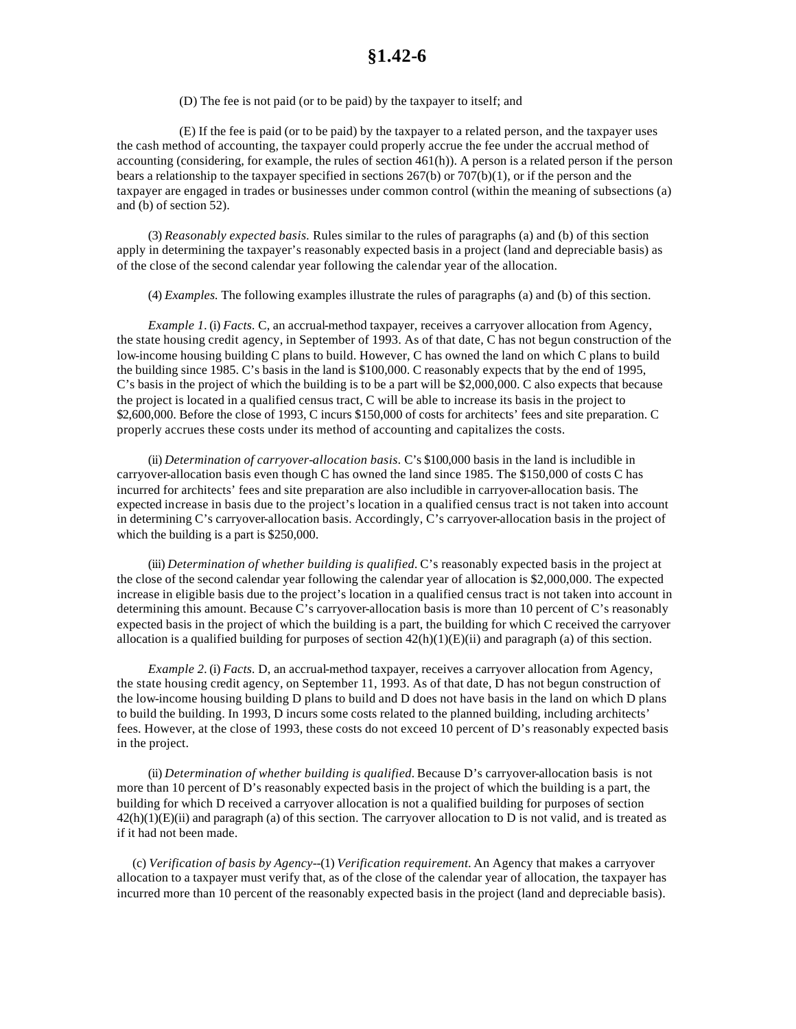(D) The fee is not paid (or to be paid) by the taxpayer to itself; and

(E) If the fee is paid (or to be paid) by the taxpayer to a related person, and the taxpayer uses the cash method of accounting, the taxpayer could properly accrue the fee under the accrual method of accounting (considering, for example, the rules of section 461(h)). A person is a related person if the person bears a relationship to the taxpayer specified in sections 267(b) or 707(b)(1), or if the person and the taxpayer are engaged in trades or businesses under common control (within the meaning of subsections (a) and (b) of section 52).

(3) *Reasonably expected basis.* Rules similar to the rules of paragraphs (a) and (b) of this section apply in determining the taxpayer's reasonably expected basis in a project (land and depreciable basis) as of the close of the second calendar year following the calendar year of the allocation.

(4) *Examples.* The following examples illustrate the rules of paragraphs (a) and (b) of this section.

*Example 1.* (i) *Facts.* C, an accrual-method taxpayer, receives a carryover allocation from Agency, the state housing credit agency, in September of 1993. As of that date, C has not begun construction of the low-income housing building C plans to build. However, C has owned the land on which C plans to build the building since 1985. C's basis in the land is $100,000. C reasonably expects that by the end of 1995, C's basis in the project of which the building is to be a part will be $2,000,000. C also expects that because the project is located in a qualified census tract, C will be able to increase its basis in the project to $2,600,000. Before the close of 1993, C incurs $150,000 of costs for architects' fees and site preparation. C properly accrues these costs under its method of accounting and capitalizes the costs.

(ii) *Determination of carryover-allocation basis.* C's $100,000 basis in the land is includible in carryover-allocation basis even though C has owned the land since 1985. The $150,000 of costs C has incurred for architects' fees and site preparation are also includible in carryover-allocation basis. The expected increase in basis due to the project's location in a qualified census tract is not taken into account in determining C's carryover-allocation basis. Accordingly, C's carryover-allocation basis in the project of which the building is a part is $250,000.

(iii) *Determination of whether building is qualified.* C's reasonably expected basis in the project at the close of the second calendar year following the calendar year of allocation is $2,000,000. The expected increase in eligible basis due to the project's location in a qualified census tract is not taken into account in determining this amount. Because C's carryover-allocation basis is more than 10 percent of C's reasonably expected basis in the project of which the building is a part, the building for which C received the carryover allocation is a qualified building for purposes of section 42(h)(1)(E)(ii) and paragraph (a) of this section.

*Example 2.* (i) *Facts.* D, an accrual-method taxpayer, receives a carryover allocation from Agency, the state housing credit agency, on September 11, 1993. As of that date, D has not begun construction of the low-income housing building D plans to build and D does not have basis in the land on which D plans to build the building. In 1993, D incurs some costs related to the planned building, including architects' fees. However, at the close of 1993, these costs do not exceed 10 percent of D's reasonably expected basis in the project.

(ii) *Determination of whether building is qualified.* Because D's carryover-allocation basis is not more than 10 percent of D's reasonably expected basis in the project of which the building is a part, the building for which D received a carryover allocation is not a qualified building for purposes of section 42(h)(1)(E)(ii) and paragraph (a) of this section. The carryover allocation to D is not valid, and is treated as if it had not been made.

(c) *Verification of basis by Agency*--(1) *Verification requirement.* An Agency that makes a carryover allocation to a taxpayer must verify that, as of the close of the calendar year of allocation, the taxpayer has incurred more than 10 percent of the reasonably expected basis in the project (land and depreciable basis).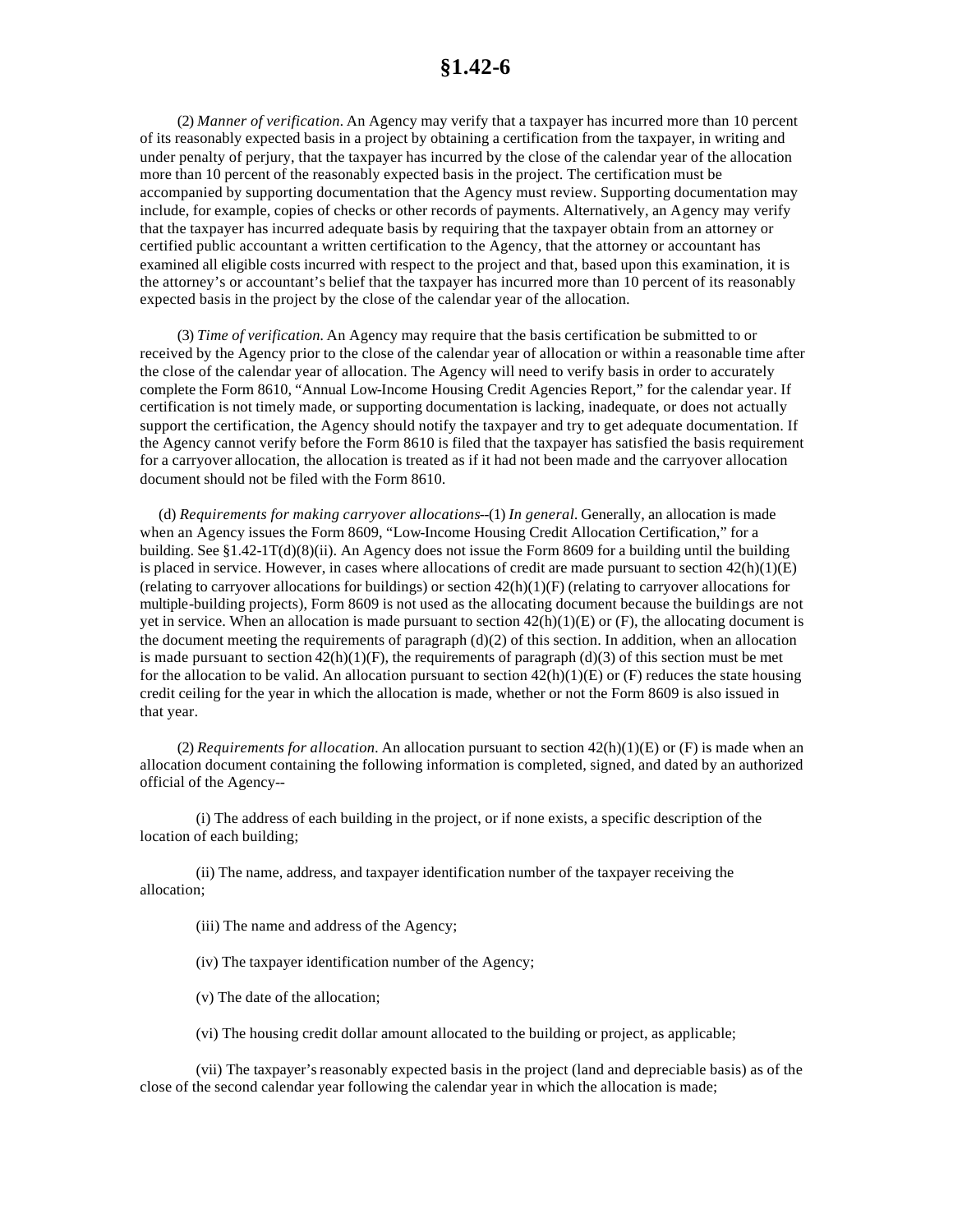(2) *Manner of verification*. An Agency may verify that a taxpayer has incurred more than 10 percent of its reasonably expected basis in a project by obtaining a certification from the taxpayer, in writing and under penalty of perjury, that the taxpayer has incurred by the close of the calendar year of the allocation more than 10 percent of the reasonably expected basis in the project. The certification must be accompanied by supporting documentation that the Agency must review. Supporting documentation may include, for example, copies of checks or other records of payments. Alternatively, an Agency may verify that the taxpayer has incurred adequate basis by requiring that the taxpayer obtain from an attorney or certified public accountant a written certification to the Agency, that the attorney or accountant has examined all eligible costs incurred with respect to the project and that, based upon this examination, it is the attorney's or accountant's belief that the taxpayer has incurred more than 10 percent of its reasonably expected basis in the project by the close of the calendar year of the allocation.

(3) *Time of verification.* An Agency may require that the basis certification be submitted to or received by the Agency prior to the close of the calendar year of allocation or within a reasonable time after the close of the calendar year of allocation. The Agency will need to verify basis in order to accurately complete the Form 8610, "Annual Low-Income Housing Credit Agencies Report," for the calendar year. If certification is not timely made, or supporting documentation is lacking, inadequate, or does not actually support the certification, the Agency should notify the taxpayer and try to get adequate documentation. If the Agency cannot verify before the Form 8610 is filed that the taxpayer has satisfied the basis requirement for a carryover allocation, the allocation is treated as if it had not been made and the carryover allocation document should not be filed with the Form 8610.

(d) *Requirements for making carryover allocations*--(1) *In general*. Generally, an allocation is made when an Agency issues the Form 8609, "Low-Income Housing Credit Allocation Certification," for a building. See §1.42-1T(d)(8)(ii). An Agency does not issue the Form 8609 for a building until the building is placed in service. However, in cases where allocations of credit are made pursuant to section 42(h)(1)(E) (relating to carryover allocations for buildings) or section 42(h)(1)(F) (relating to carryover allocations for multiple-building projects), Form 8609 is not used as the allocating document because the buildings are not yet in service. When an allocation is made pursuant to section 42(h)(1)(E) or (F), the allocating document is the document meeting the requirements of paragraph (d)(2) of this section. In addition, when an allocation is made pursuant to section 42(h)(1)(F), the requirements of paragraph (d)(3) of this section must be met for the allocation to be valid. An allocation pursuant to section 42(h)(1)(E) or (F) reduces the state housing credit ceiling for the year in which the allocation is made, whether or not the Form 8609 is also issued in that year.

(2) *Requirements for allocation*. An allocation pursuant to section 42(h)(1)(E) or (F) is made when an allocation document containing the following information is completed, signed, and dated by an authorized official of the Agency--

(i) The address of each building in the project, or if none exists, a specific description of the location of each building;

(ii) The name, address, and taxpayer identification number of the taxpayer receiving the allocation;

(iii) The name and address of the Agency;

(iv) The taxpayer identification number of the Agency;

(v) The date of the allocation;

(vi) The housing credit dollar amount allocated to the building or project, as applicable;

(vii) The taxpayer's reasonably expected basis in the project (land and depreciable basis) as of the close of the second calendar year following the calendar year in which the allocation is made;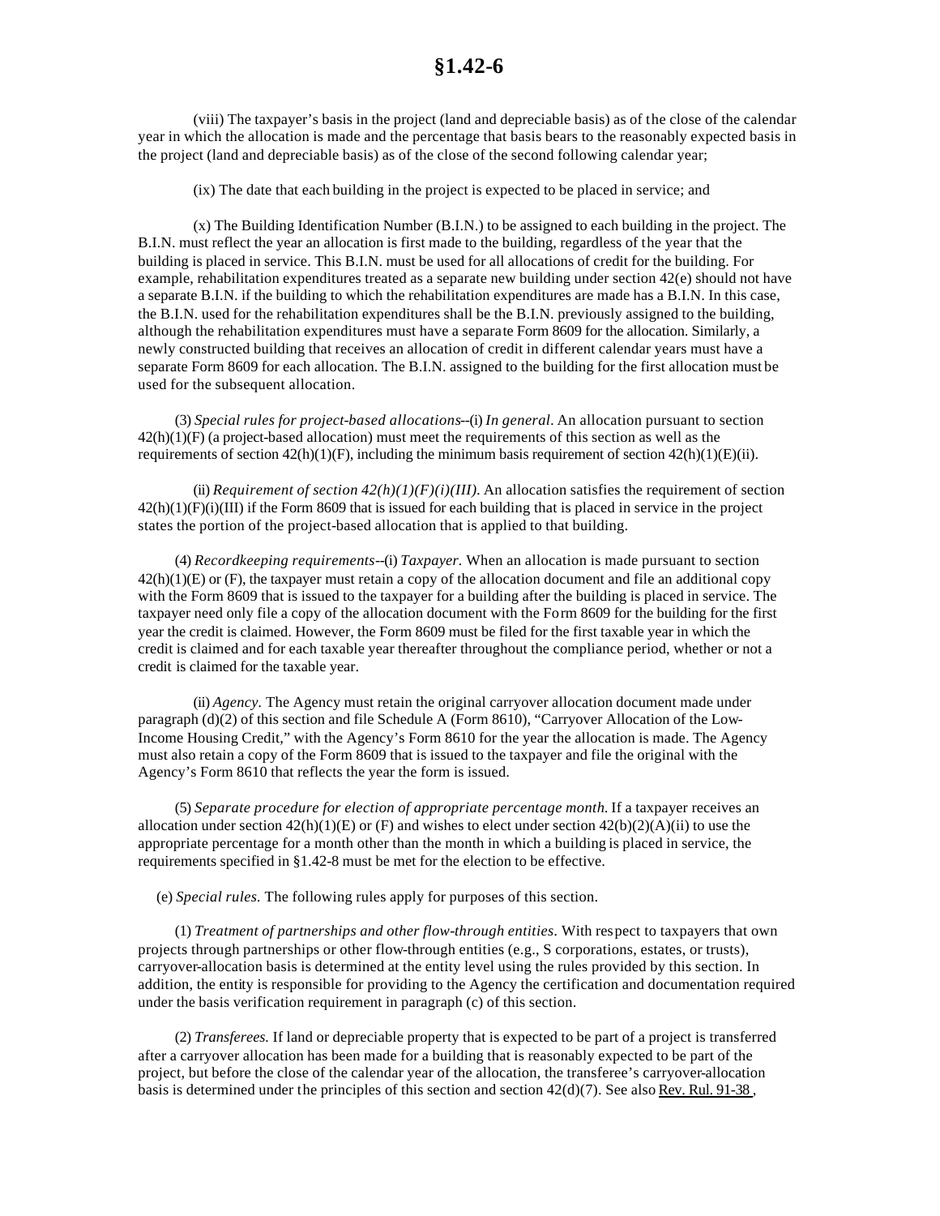(viii) The taxpayer's basis in the project (land and depreciable basis) as of the close of the calendar year in which the allocation is made and the percentage that basis bears to the reasonably expected basis in the project (land and depreciable basis) as of the close of the second following calendar year;

(ix) The date that each building in the project is expected to be placed in service; and

(x) The Building Identification Number (B.I.N.) to be assigned to each building in the project. The B.I.N. must reflect the year an allocation is first made to the building, regardless of the year that the building is placed in service. This B.I.N. must be used for all allocations of credit for the building. For example, rehabilitation expenditures treated as a separate new building under section 42(e) should not have a separate B.I.N. if the building to which the rehabilitation expenditures are made has a B.I.N. In this case, the B.I.N. used for the rehabilitation expenditures shall be the B.I.N. previously assigned to the building, although the rehabilitation expenditures must have a separate Form 8609 for the allocation. Similarly, a newly constructed building that receives an allocation of credit in different calendar years must have a separate Form 8609 for each allocation. The B.I.N. assigned to the building for the first allocation must be used for the subsequent allocation.

(3) *Special rules for project-based allocations*--(i) *In general*. An allocation pursuant to section 42(h)(1)(F) (a project-based allocation) must meet the requirements of this section as well as the requirements of section 42(h)(1)(F), including the minimum basis requirement of section 42(h)(1)(E)(ii).

(ii) *Requirement of section 42(h)(1)(F)(i)(III)*. An allocation satisfies the requirement of section 42(h)(1)(F)(i)(III) if the Form 8609 that is issued for each building that is placed in service in the project states the portion of the project-based allocation that is applied to that building.

(4) *Recordkeeping requirements*--(i) *Taxpayer.* When an allocation is made pursuant to section 42(h)(1)(E) or (F), the taxpayer must retain a copy of the allocation document and file an additional copy with the Form 8609 that is issued to the taxpayer for a building after the building is placed in service. The taxpayer need only file a copy of the allocation document with the Form 8609 for the building for the first year the credit is claimed. However, the Form 8609 must be filed for the first taxable year in which the credit is claimed and for each taxable year thereafter throughout the compliance period, whether or not a credit is claimed for the taxable year.

(ii) *Agency.* The Agency must retain the original carryover allocation document made under paragraph (d)(2) of this section and file Schedule A (Form 8610), "Carryover Allocation of the Low-Income Housing Credit," with the Agency's Form 8610 for the year the allocation is made. The Agency must also retain a copy of the Form 8609 that is issued to the taxpayer and file the original with the Agency's Form 8610 that reflects the year the form is issued.

(5) *Separate procedure for election of appropriate percentage month.* If a taxpayer receives an allocation under section 42(h)(1)(E) or (F) and wishes to elect under section 42(b)(2)(A)(ii) to use the appropriate percentage for a month other than the month in which a building is placed in service, the requirements specified in §1.42-8 must be met for the election to be effective.

(e) *Special rules.* The following rules apply for purposes of this section.

(1) *Treatment of partnerships and other flow-through entities*. With respect to taxpayers that own projects through partnerships or other flow-through entities (e.g., S corporations, estates, or trusts), carryover-allocation basis is determined at the entity level using the rules provided by this section. In addition, the entity is responsible for providing to the Agency the certification and documentation required under the basis verification requirement in paragraph (c) of this section.

(2) *Transferees.* If land or depreciable property that is expected to be part of a project is transferred after a carryover allocation has been made for a building that is reasonably expected to be part of the project, but before the close of the calendar year of the allocation, the transferee's carryover-allocation basis is determined under the principles of this section and section 42(d)(7). See also Rev. Rul. 91-38,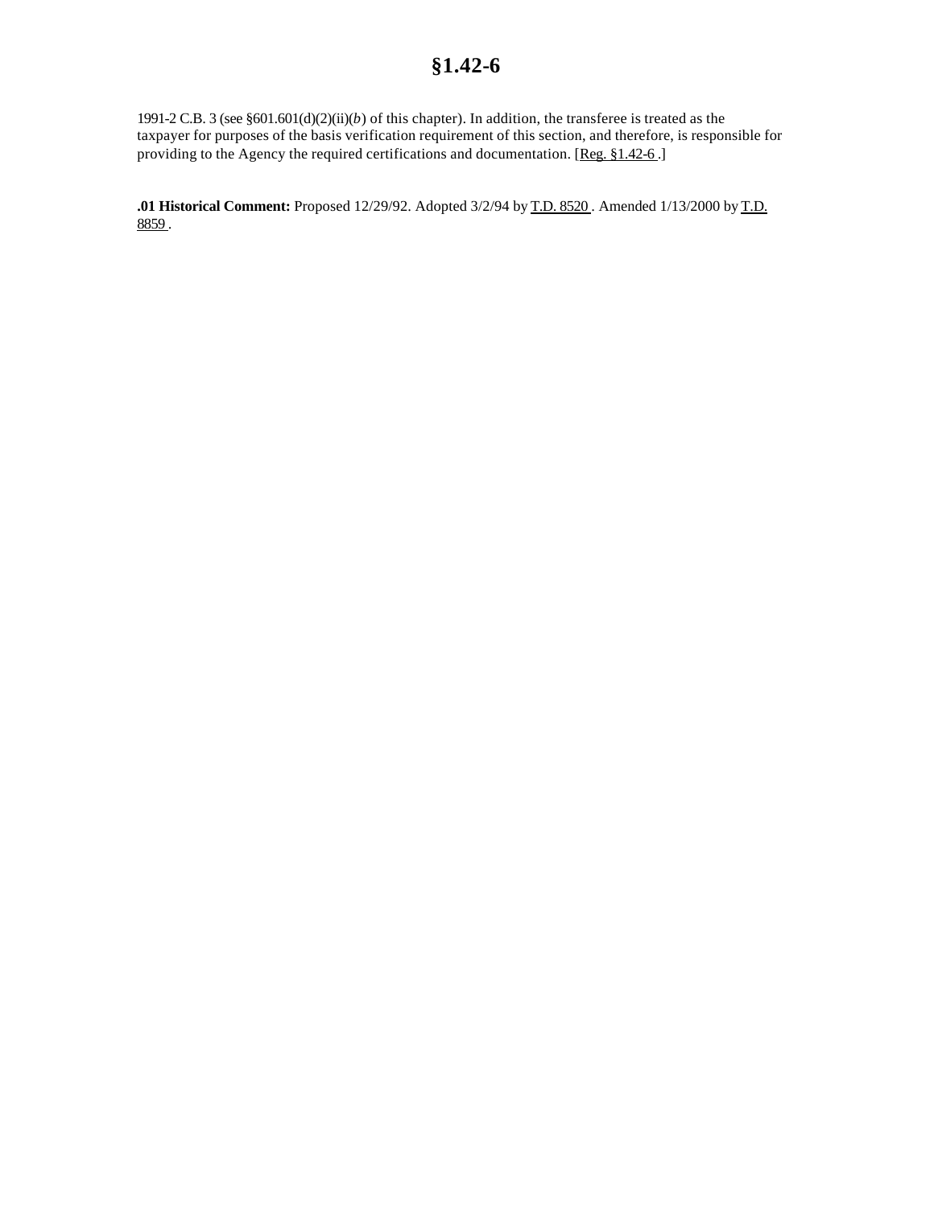1991-2 C.B. 3 (see §601.601(d)(2)(ii)(*b*) of this chapter). In addition, the transferee is treated as the taxpayer for purposes of the basis verification requirement of this section, and therefore, is responsible for providing to the Agency the required certifications and documentation. [Reg. §1.42-6 .]

**.01 Historical Comment:** Proposed 12/29/92. Adopted 3/2/94 by T.D. 8520 . Amended 1/13/2000 by T.D. 8859 .